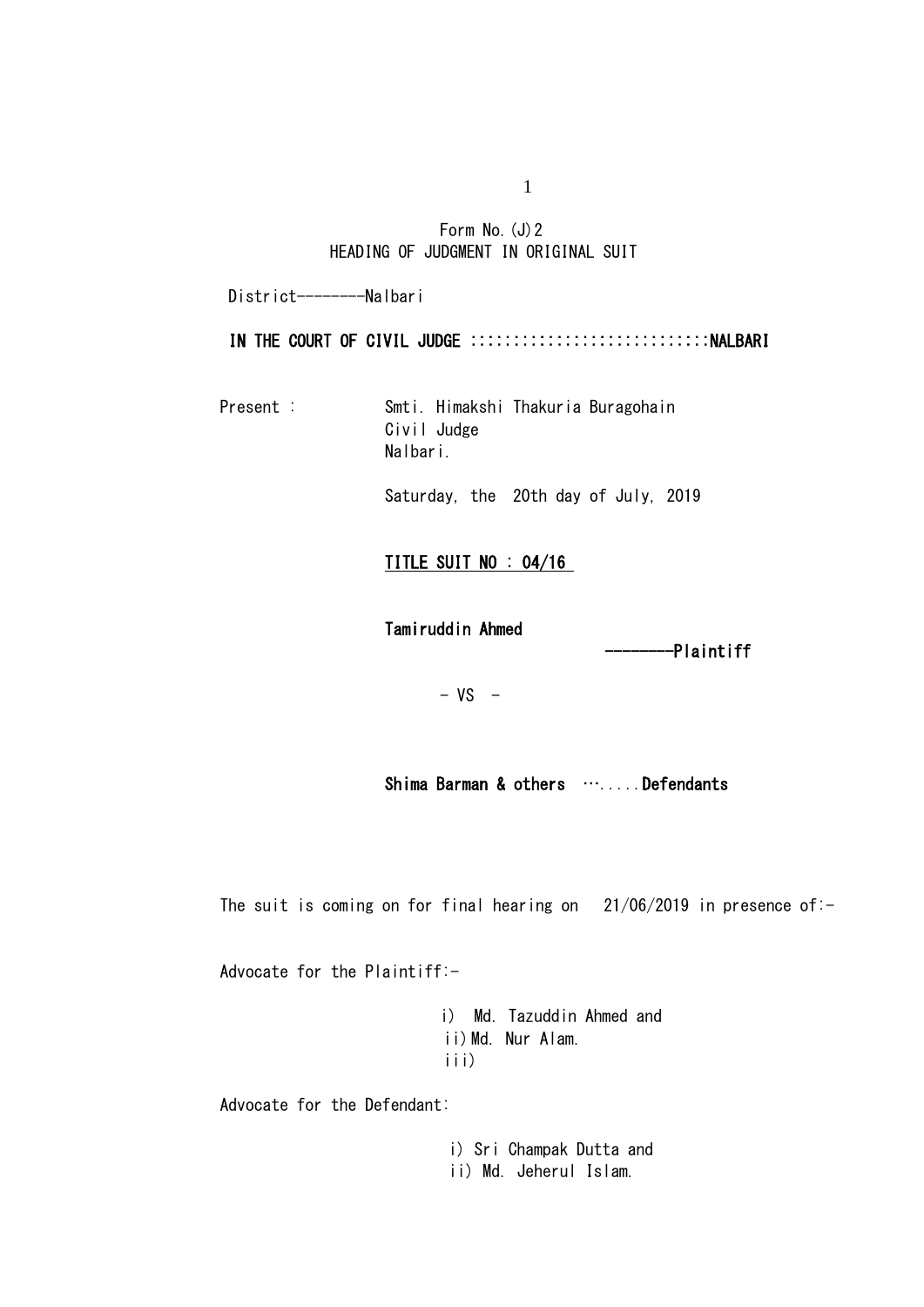Form No.(J)2
HEADING OF JUDGMENT IN ORIGINAL SUIT

District--------Nalbari

**IN THE COURT OF CIVIL JUDGE ::::::::::::::::::::::::::::NALBARI**

Present : Smti. Himakshi Thakuria Buragohain
Civil Judge
Nalbari.

Saturday, the 20th day of July, 2019

**TITLE SUIT NO : 04/16**

**Tamiruddin Ahmed**
**--------Plaintiff**

- VS -

**Shima Barman & others ….....Defendants**

The suit is coming on for final hearing on 21/06/2019 in presence of:-

Advocate for the Plaintiff:-

i) Md. Tazuddin Ahmed and
ii) Md. Nur Alam.
iii)

Advocate for the Defendant:

i) Sri Champak Dutta and
ii) Md. Jeherul Islam.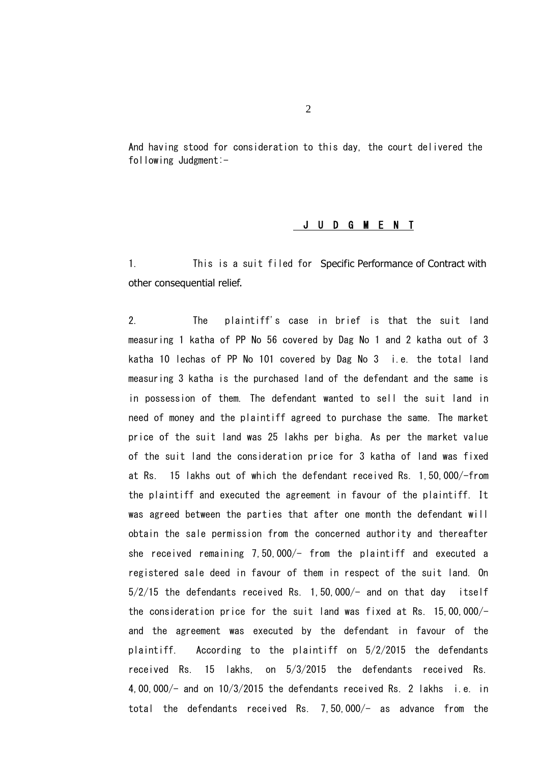And having stood for consideration to this day, the court delivered the following Judgment:-

## J U D G M E N T

1. This is a suit filed for Specific Performance of Contract with other consequential relief.

2. The plaintiff's case in brief is that the suit land measuring 1 katha of PP No 56 covered by Dag No 1 and 2 katha out of 3 katha 10 lechas of PP No 101 covered by Dag No 3 i.e. the total land measuring 3 katha is the purchased land of the defendant and the same is in possession of them. The defendant wanted to sell the suit land in need of money and the plaintiff agreed to purchase the same. The market price of the suit land was 25 lakhs per bigha. As per the market value of the suit land the consideration price for 3 katha of land was fixed at Rs. 15 lakhs out of which the defendant received Rs. 1,50,000/-from the plaintiff and executed the agreement in favour of the plaintiff. It was agreed between the parties that after one month the defendant will obtain the sale permission from the concerned authority and thereafter she received remaining 7,50,000/- from the plaintiff and executed a registered sale deed in favour of them in respect of the suit land. On 5/2/15 the defendants received Rs. 1,50,000/- and on that day itself the consideration price for the suit land was fixed at Rs. 15,00,000/- and the agreement was executed by the defendant in favour of the plaintiff. According to the plaintiff on 5/2/2015 the defendants received Rs. 15 lakhs, on 5/3/2015 the defendants received Rs. 4,00,000/- and on 10/3/2015 the defendants received Rs. 2 lakhs i.e. in total the defendants received Rs. 7,50,000/- as advance from the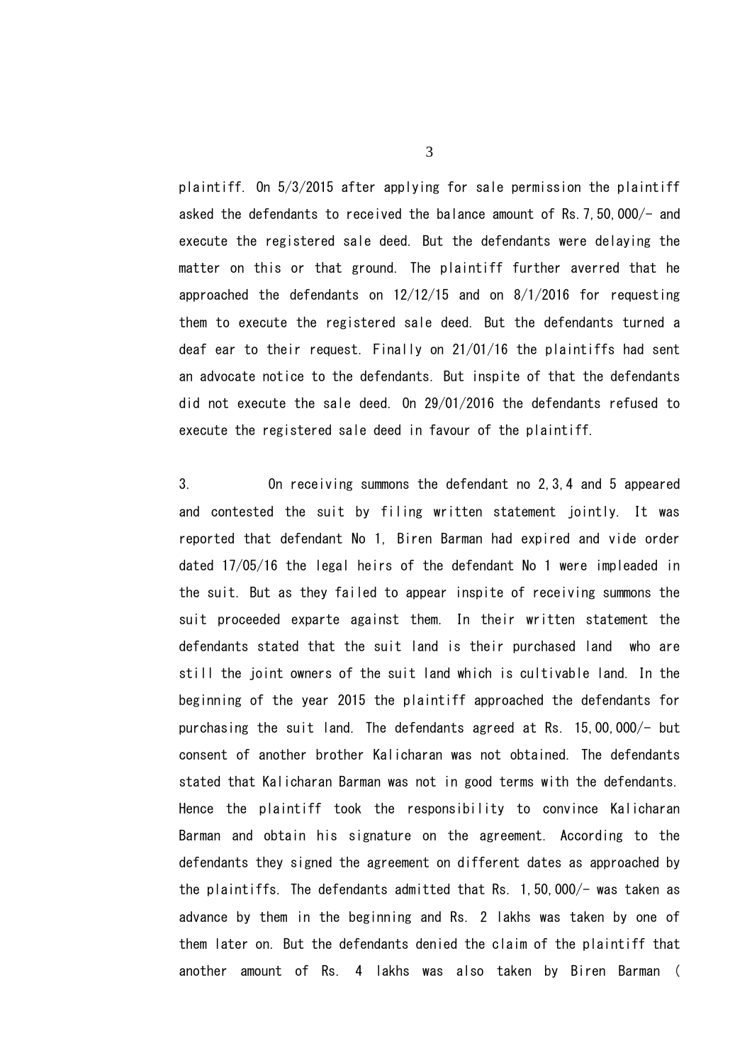plaintiff. On 5/3/2015 after applying for sale permission the plaintiff asked the defendants to received the balance amount of Rs.7,50,000/- and execute the registered sale deed. But the defendants were delaying the matter on this or that ground. The plaintiff further averred that he approached the defendants on 12/12/15 and on 8/1/2016 for requesting them to execute the registered sale deed. But the defendants turned a deaf ear to their request. Finally on 21/01/16 the plaintiffs had sent an advocate notice to the defendants. But inspite of that the defendants did not execute the sale deed. On 29/01/2016 the defendants refused to execute the registered sale deed in favour of the plaintiff.

3. On receiving summons the defendant no 2,3,4 and 5 appeared and contested the suit by filing written statement jointly. It was reported that defendant No 1, Biren Barman had expired and vide order dated 17/05/16 the legal heirs of the defendant No 1 were impleaded in the suit. But as they failed to appear inspite of receiving summons the suit proceeded exparte against them. In their written statement the defendants stated that the suit land is their purchased land who are still the joint owners of the suit land which is cultivable land. In the beginning of the year 2015 the plaintiff approached the defendants for purchasing the suit land. The defendants agreed at Rs. 15,00,000/- but consent of another brother Kalicharan was not obtained. The defendants stated that Kalicharan Barman was not in good terms with the defendants. Hence the plaintiff took the responsibility to convince Kalicharan Barman and obtain his signature on the agreement. According to the defendants they signed the agreement on different dates as approached by the plaintiffs. The defendants admitted that Rs. 1,50,000/- was taken as advance by them in the beginning and Rs. 2 lakhs was taken by one of them later on. But the defendants denied the claim of the plaintiff that another amount of Rs. 4 lakhs was also taken by Biren Barman (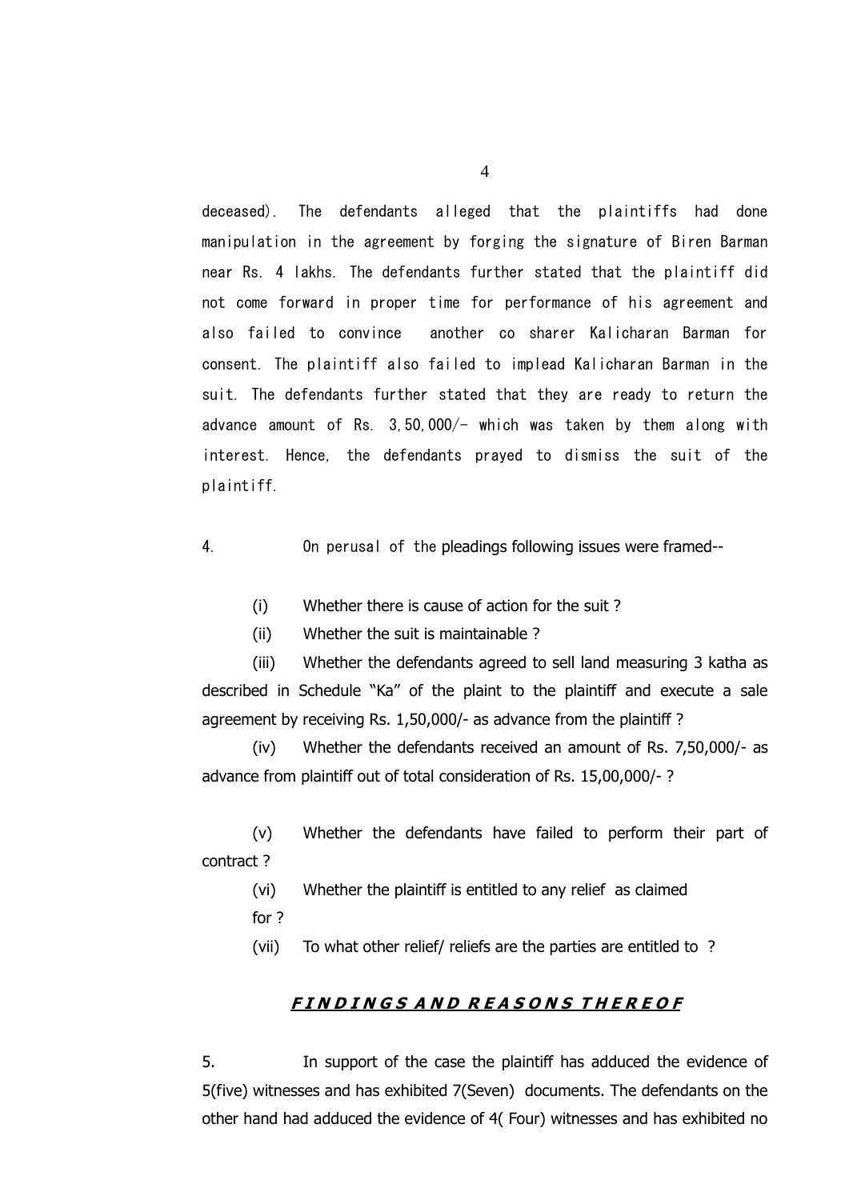deceased). The defendants alleged that the plaintiffs had done manipulation in the agreement by forging the signature of Biren Barman near Rs. 4 lakhs. The defendants further stated that the plaintiff did not come forward in proper time for performance of his agreement and also failed to convince another co sharer Kalicharan Barman for consent. The plaintiff also failed to implead Kalicharan Barman in the suit. The defendants further stated that they are ready to return the advance amount of Rs. 3,50,000/- which was taken by them along with interest. Hence, the defendants prayed to dismiss the suit of the plaintiff.

4. On perusal of the pleadings following issues were framed--

(i) Whether there is cause of action for the suit ?

(ii) Whether the suit is maintainable ?

(iii) Whether the defendants agreed to sell land measuring 3 katha as described in Schedule "Ka" of the plaint to the plaintiff and execute a sale agreement by receiving Rs. 1,50,000/- as advance from the plaintiff ?

(iv) Whether the defendants received an amount of Rs. 7,50,000/- as advance from plaintiff out of total consideration of Rs. 15,00,000/- ?

(v) Whether the defendants have failed to perform their part of contract ?

(vi) Whether the plaintiff is entitled to any relief as claimed for ?

(vii) To what other relief/ reliefs are the parties are entitled to ?

## ***F I N D I N G S A N D R E A S O N S T H E R E O F***

5. In support of the case the plaintiff has adduced the evidence of 5(five) witnesses and has exhibited 7(Seven) documents. The defendants on the other hand had adduced the evidence of 4( Four) witnesses and has exhibited no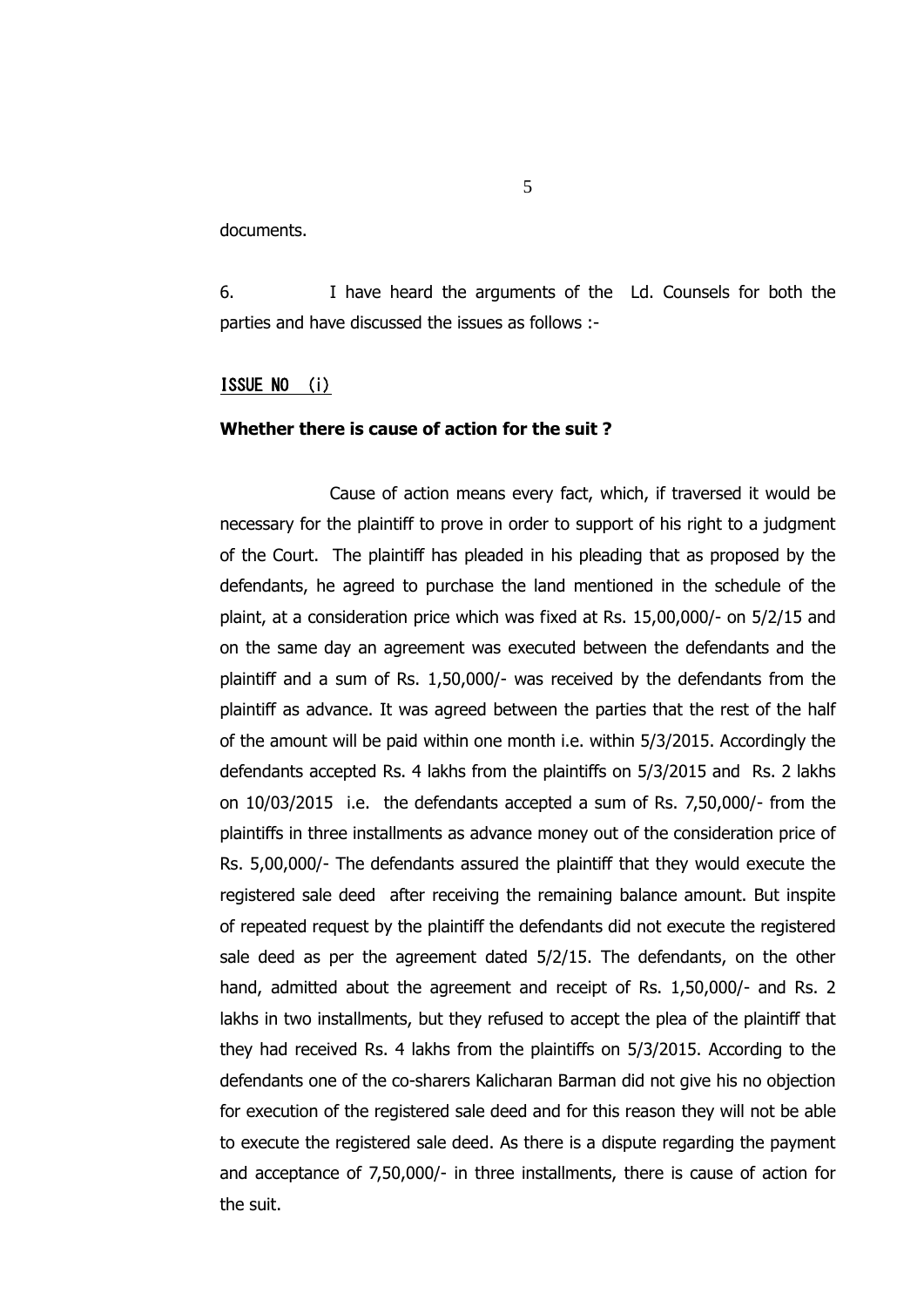documents.

6. I have heard the arguments of the Ld. Counsels for both the parties and have discussed the issues as follows :-

<u>ISSUE NO (i)</u>

**Whether there is cause of action for the suit ?**

Cause of action means every fact, which, if traversed it would be necessary for the plaintiff to prove in order to support of his right to a judgment of the Court. The plaintiff has pleaded in his pleading that as proposed by the defendants, he agreed to purchase the land mentioned in the schedule of the plaint, at a consideration price which was fixed at Rs. 15,00,000/- on 5/2/15 and on the same day an agreement was executed between the defendants and the plaintiff and a sum of Rs. 1,50,000/- was received by the defendants from the plaintiff as advance. It was agreed between the parties that the rest of the half of the amount will be paid within one month i.e. within 5/3/2015. Accordingly the defendants accepted Rs. 4 lakhs from the plaintiffs on 5/3/2015 and Rs. 2 lakhs on 10/03/2015 i.e. the defendants accepted a sum of Rs. 7,50,000/- from the plaintiffs in three installments as advance money out of the consideration price of Rs. 5,00,000/- The defendants assured the plaintiff that they would execute the registered sale deed after receiving the remaining balance amount. But inspite of repeated request by the plaintiff the defendants did not execute the registered sale deed as per the agreement dated 5/2/15. The defendants, on the other hand, admitted about the agreement and receipt of Rs. 1,50,000/- and Rs. 2 lakhs in two installments, but they refused to accept the plea of the plaintiff that they had received Rs. 4 lakhs from the plaintiffs on 5/3/2015. According to the defendants one of the co-sharers Kalicharan Barman did not give his no objection for execution of the registered sale deed and for this reason they will not be able to execute the registered sale deed. As there is a dispute regarding the payment and acceptance of 7,50,000/- in three installments, there is cause of action for the suit.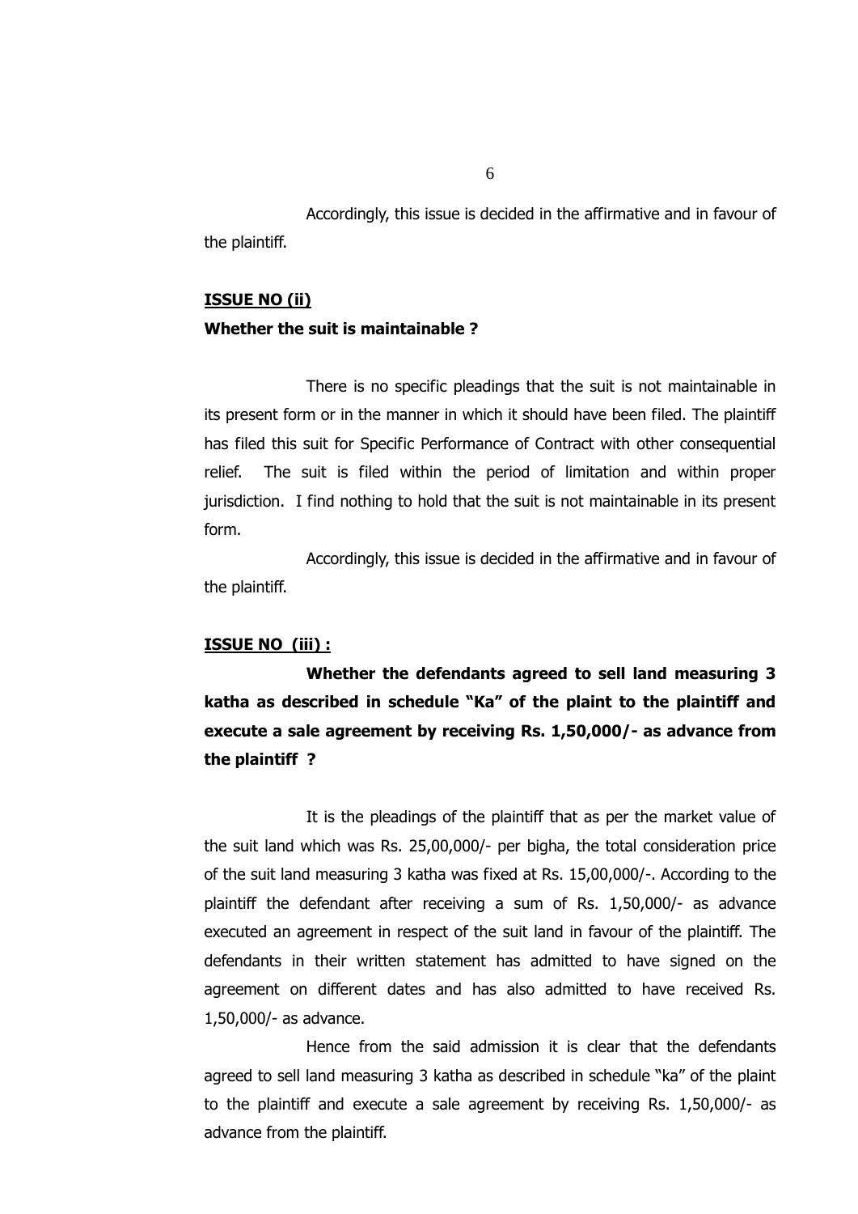Accordingly, this issue is decided in the affirmative and in favour of the plaintiff.

**ISSUE NO (ii)**

**Whether the suit is maintainable ?**

There is no specific pleadings that the suit is not maintainable in its present form or in the manner in which it should have been filed. The plaintiff has filed this suit for Specific Performance of Contract with other consequential relief. The suit is filed within the period of limitation and within proper jurisdiction. I find nothing to hold that the suit is not maintainable in its present form.

Accordingly, this issue is decided in the affirmative and in favour of the plaintiff.

**ISSUE NO (iii) :**

**Whether the defendants agreed to sell land measuring 3 katha as described in schedule "Ka" of the plaint to the plaintiff and execute a sale agreement by receiving Rs. 1,50,000/- as advance from the plaintiff ?**

It is the pleadings of the plaintiff that as per the market value of the suit land which was Rs. 25,00,000/- per bigha, the total consideration price of the suit land measuring 3 katha was fixed at Rs. 15,00,000/-. According to the plaintiff the defendant after receiving a sum of Rs. 1,50,000/- as advance executed an agreement in respect of the suit land in favour of the plaintiff. The defendants in their written statement has admitted to have signed on the agreement on different dates and has also admitted to have received Rs. 1,50,000/- as advance.

Hence from the said admission it is clear that the defendants agreed to sell land measuring 3 katha as described in schedule "ka" of the plaint to the plaintiff and execute a sale agreement by receiving Rs. 1,50,000/- as advance from the plaintiff.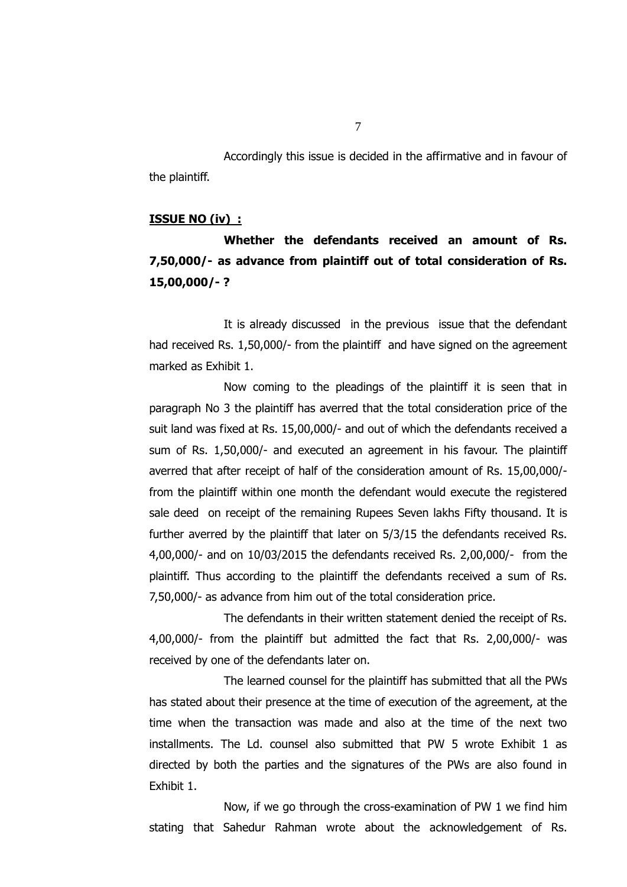Accordingly this issue is decided in the affirmative and in favour of the plaintiff.

**ISSUE NO (iv) :**

**Whether the defendants received an amount of Rs. 7,50,000/- as advance from plaintiff out of total consideration of Rs. 15,00,000/- ?**

It is already discussed in the previous issue that the defendant had received Rs. 1,50,000/- from the plaintiff and have signed on the agreement marked as Exhibit 1.

Now coming to the pleadings of the plaintiff it is seen that in paragraph No 3 the plaintiff has averred that the total consideration price of the suit land was fixed at Rs. 15,00,000/- and out of which the defendants received a sum of Rs. 1,50,000/- and executed an agreement in his favour. The plaintiff averred that after receipt of half of the consideration amount of Rs. 15,00,000/- from the plaintiff within one month the defendant would execute the registered sale deed on receipt of the remaining Rupees Seven lakhs Fifty thousand. It is further averred by the plaintiff that later on 5/3/15 the defendants received Rs. 4,00,000/- and on 10/03/2015 the defendants received Rs. 2,00,000/- from the plaintiff. Thus according to the plaintiff the defendants received a sum of Rs. 7,50,000/- as advance from him out of the total consideration price.

The defendants in their written statement denied the receipt of Rs. 4,00,000/- from the plaintiff but admitted the fact that Rs. 2,00,000/- was received by one of the defendants later on.

The learned counsel for the plaintiff has submitted that all the PWs has stated about their presence at the time of execution of the agreement, at the time when the transaction was made and also at the time of the next two installments. The Ld. counsel also submitted that PW 5 wrote Exhibit 1 as directed by both the parties and the signatures of the PWs are also found in Exhibit 1.

Now, if we go through the cross-examination of PW 1 we find him stating that Sahedur Rahman wrote about the acknowledgement of Rs.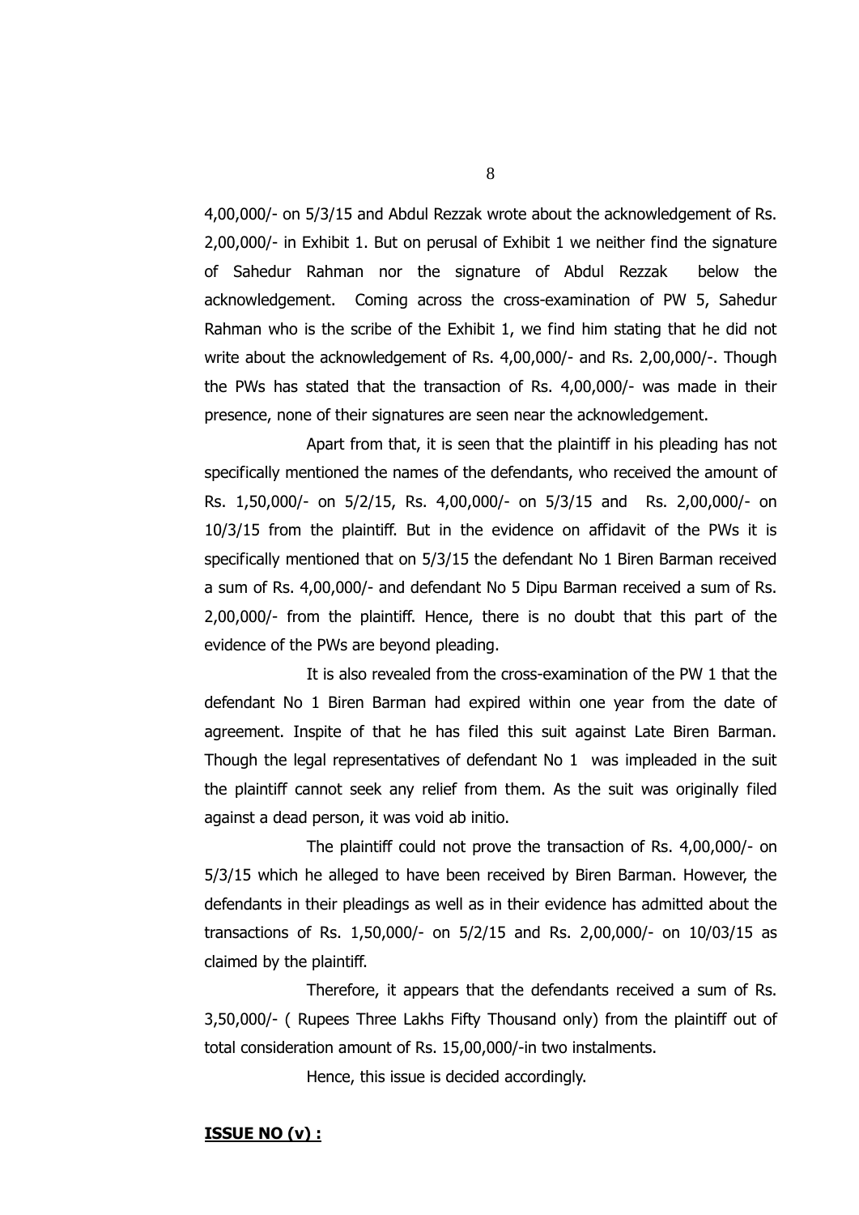4,00,000/- on 5/3/15 and Abdul Rezzak wrote about the acknowledgement of Rs. 2,00,000/- in Exhibit 1. But on perusal of Exhibit 1 we neither find the signature of Sahedur Rahman nor the signature of Abdul Rezzak below the acknowledgement. Coming across the cross-examination of PW 5, Sahedur Rahman who is the scribe of the Exhibit 1, we find him stating that he did not write about the acknowledgement of Rs. 4,00,000/- and Rs. 2,00,000/-. Though the PWs has stated that the transaction of Rs. 4,00,000/- was made in their presence, none of their signatures are seen near the acknowledgement.

Apart from that, it is seen that the plaintiff in his pleading has not specifically mentioned the names of the defendants, who received the amount of Rs. 1,50,000/- on 5/2/15, Rs. 4,00,000/- on 5/3/15 and Rs. 2,00,000/- on 10/3/15 from the plaintiff. But in the evidence on affidavit of the PWs it is specifically mentioned that on 5/3/15 the defendant No 1 Biren Barman received a sum of Rs. 4,00,000/- and defendant No 5 Dipu Barman received a sum of Rs. 2,00,000/- from the plaintiff. Hence, there is no doubt that this part of the evidence of the PWs are beyond pleading.

It is also revealed from the cross-examination of the PW 1 that the defendant No 1 Biren Barman had expired within one year from the date of agreement. Inspite of that he has filed this suit against Late Biren Barman. Though the legal representatives of defendant No 1 was impleaded in the suit the plaintiff cannot seek any relief from them. As the suit was originally filed against a dead person, it was void ab initio.

The plaintiff could not prove the transaction of Rs. 4,00,000/- on 5/3/15 which he alleged to have been received by Biren Barman. However, the defendants in their pleadings as well as in their evidence has admitted about the transactions of Rs. 1,50,000/- on 5/2/15 and Rs. 2,00,000/- on 10/03/15 as claimed by the plaintiff.

Therefore, it appears that the defendants received a sum of Rs. 3,50,000/- ( Rupees Three Lakhs Fifty Thousand only) from the plaintiff out of total consideration amount of Rs. 15,00,000/-in two instalments.

Hence, this issue is decided accordingly.

**ISSUE NO (v) :**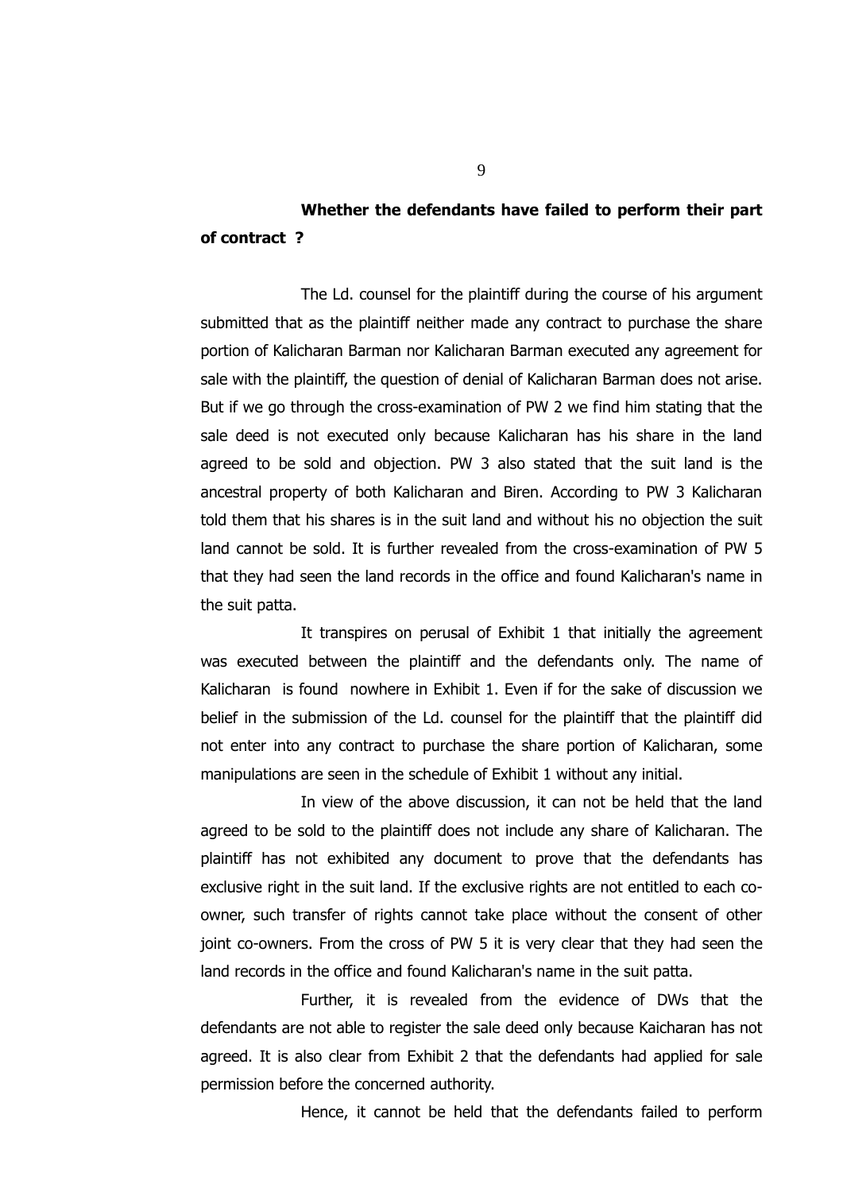**Whether the defendants have failed to perform their part of contract ?**

The Ld. counsel for the plaintiff during the course of his argument submitted that as the plaintiff neither made any contract to purchase the share portion of Kalicharan Barman nor Kalicharan Barman executed any agreement for sale with the plaintiff, the question of denial of Kalicharan Barman does not arise. But if we go through the cross-examination of PW 2 we find him stating that the sale deed is not executed only because Kalicharan has his share in the land agreed to be sold and objection. PW 3 also stated that the suit land is the ancestral property of both Kalicharan and Biren. According to PW 3 Kalicharan told them that his shares is in the suit land and without his no objection the suit land cannot be sold. It is further revealed from the cross-examination of PW 5 that they had seen the land records in the office and found Kalicharan's name in the suit patta.

It transpires on perusal of Exhibit 1 that initially the agreement was executed between the plaintiff and the defendants only. The name of Kalicharan is found nowhere in Exhibit 1. Even if for the sake of discussion we belief in the submission of the Ld. counsel for the plaintiff that the plaintiff did not enter into any contract to purchase the share portion of Kalicharan, some manipulations are seen in the schedule of Exhibit 1 without any initial.

In view of the above discussion, it can not be held that the land agreed to be sold to the plaintiff does not include any share of Kalicharan. The plaintiff has not exhibited any document to prove that the defendants has exclusive right in the suit land. If the exclusive rights are not entitled to each co-owner, such transfer of rights cannot take place without the consent of other joint co-owners. From the cross of PW 5 it is very clear that they had seen the land records in the office and found Kalicharan's name in the suit patta.

Further, it is revealed from the evidence of DWs that the defendants are not able to register the sale deed only because Kaicharan has not agreed. It is also clear from Exhibit 2 that the defendants had applied for sale permission before the concerned authority.

Hence, it cannot be held that the defendants failed to perform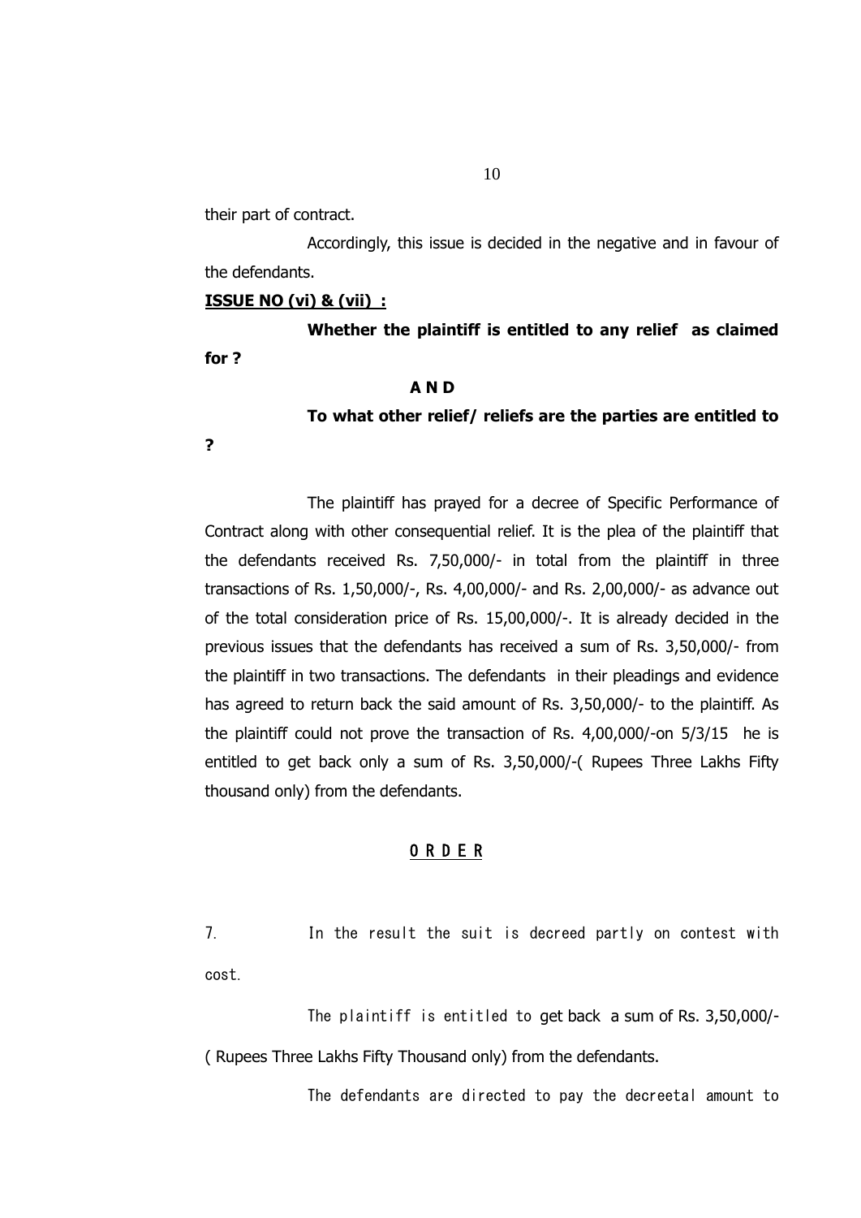their part of contract.

Accordingly, this issue is decided in the negative and in favour of the defendants.

**ISSUE NO (vi) & (vii) :**

**Whether the plaintiff is entitled to any relief as claimed for ?**

**A N D**

**To what other relief/ reliefs are the parties are entitled to ?**

The plaintiff has prayed for a decree of Specific Performance of Contract along with other consequential relief. It is the plea of the plaintiff that the defendants received Rs. 7,50,000/- in total from the plaintiff in three transactions of Rs. 1,50,000/-, Rs. 4,00,000/- and Rs. 2,00,000/- as advance out of the total consideration price of Rs. 15,00,000/-. It is already decided in the previous issues that the defendants has received a sum of Rs. 3,50,000/- from the plaintiff in two transactions. The defendants in their pleadings and evidence has agreed to return back the said amount of Rs. 3,50,000/- to the plaintiff. As the plaintiff could not prove the transaction of Rs. 4,00,000/-on 5/3/15 he is entitled to get back only a sum of Rs. 3,50,000/-( Rupees Three Lakhs Fifty thousand only) from the defendants.

## O R D E R

7. In the result the suit is decreed partly on contest with cost.

The plaintiff is entitled to get back a sum of Rs. 3,50,000/- ( Rupees Three Lakhs Fifty Thousand only) from the defendants.

The defendants are directed to pay the decreetal amount to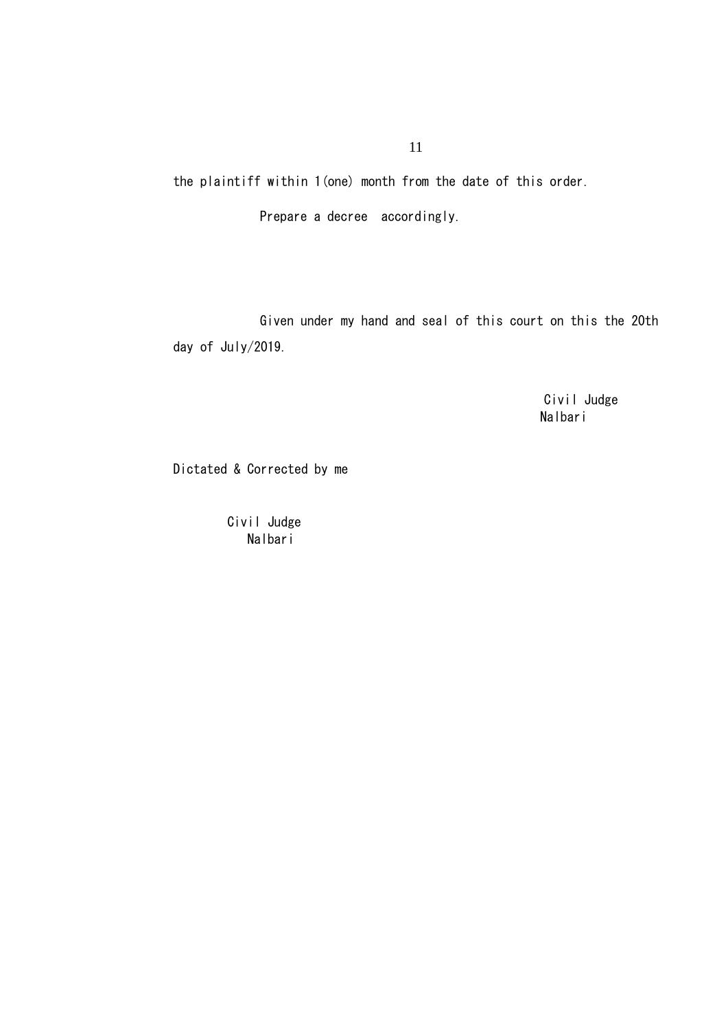the plaintiff within 1(one) month from the date of this order.

Prepare a decree accordingly.

Given under my hand and seal of this court on this the 20th day of July/2019.

Civil Judge
Nalbari

Dictated & Corrected by me

Civil Judge
Nalbari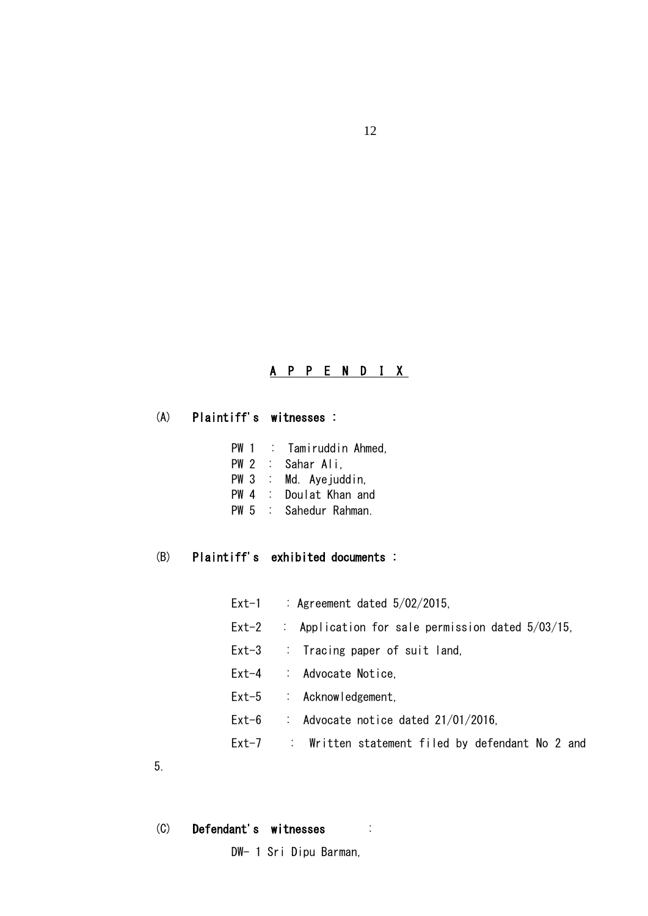# APPENDIX

## (A) Plaintiff's witnesses :

PW 1 : Tamiruddin Ahmed,
PW 2 : Sahar Ali,
PW 3 : Md. Ayejuddin,
PW 4 : Doulat Khan and
PW 5 : Sahedur Rahman.

## (B) Plaintiff's exhibited documents :

Ext-1 : Agreement dated 5/02/2015,

Ext-2 : Application for sale permission dated 5/03/15,

Ext-3 : Tracing paper of suit land,

Ext-4 : Advocate Notice,

Ext-5 : Acknowledgement,

Ext-6 : Advocate notice dated 21/01/2016,

Ext-7 : Written statement filed by defendant No 2 and 5.

## (C) Defendant's witnesses :

DW- 1 Sri Dipu Barman,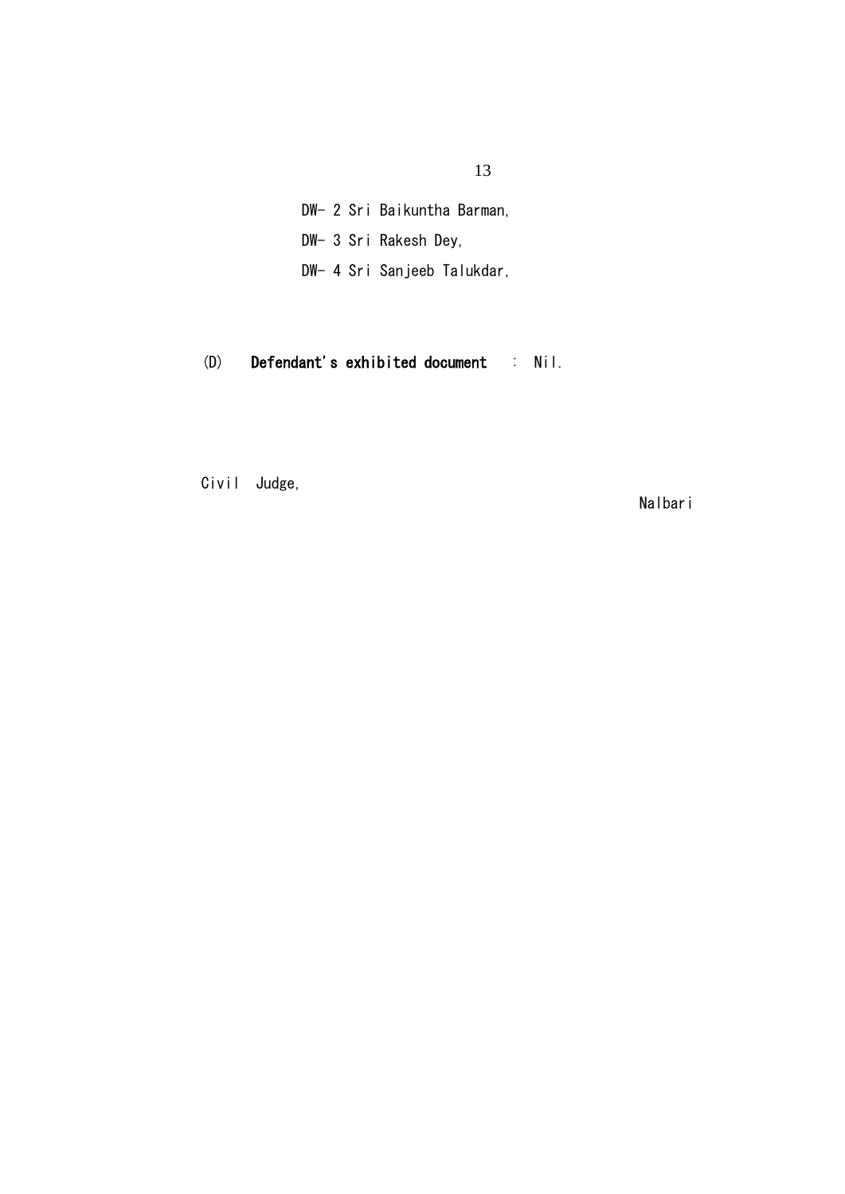DW- 2 Sri Baikuntha Barman,

DW- 3 Sri Rakesh Dey,

DW- 4 Sri Sanjeeb Talukdar,

(D) **Defendant's exhibited document** : Nil.

Civil Judge,

Nalbari